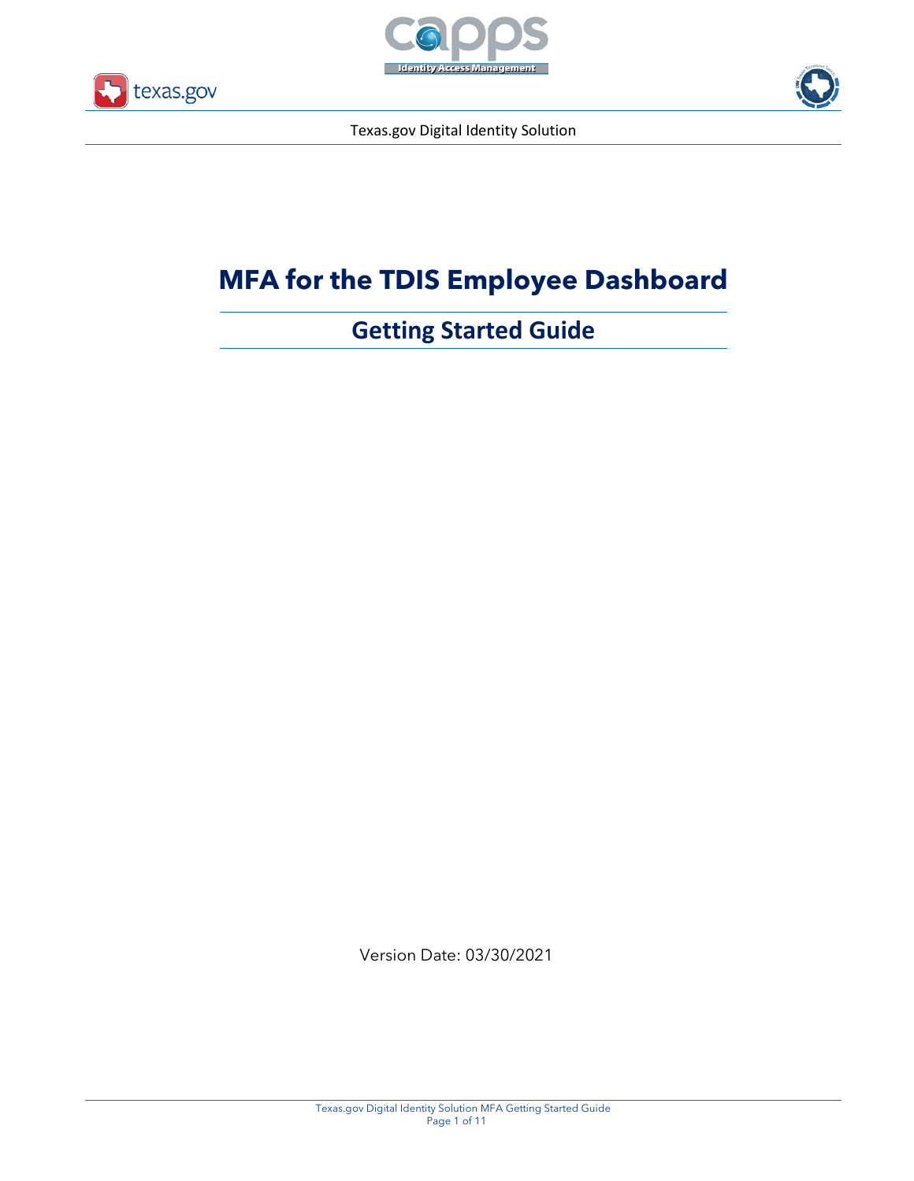Texas.gov Digital Identity Solution

# MFA for the TDIS Employee Dashboard

## Getting Started Guide

Version Date: 03/30/2021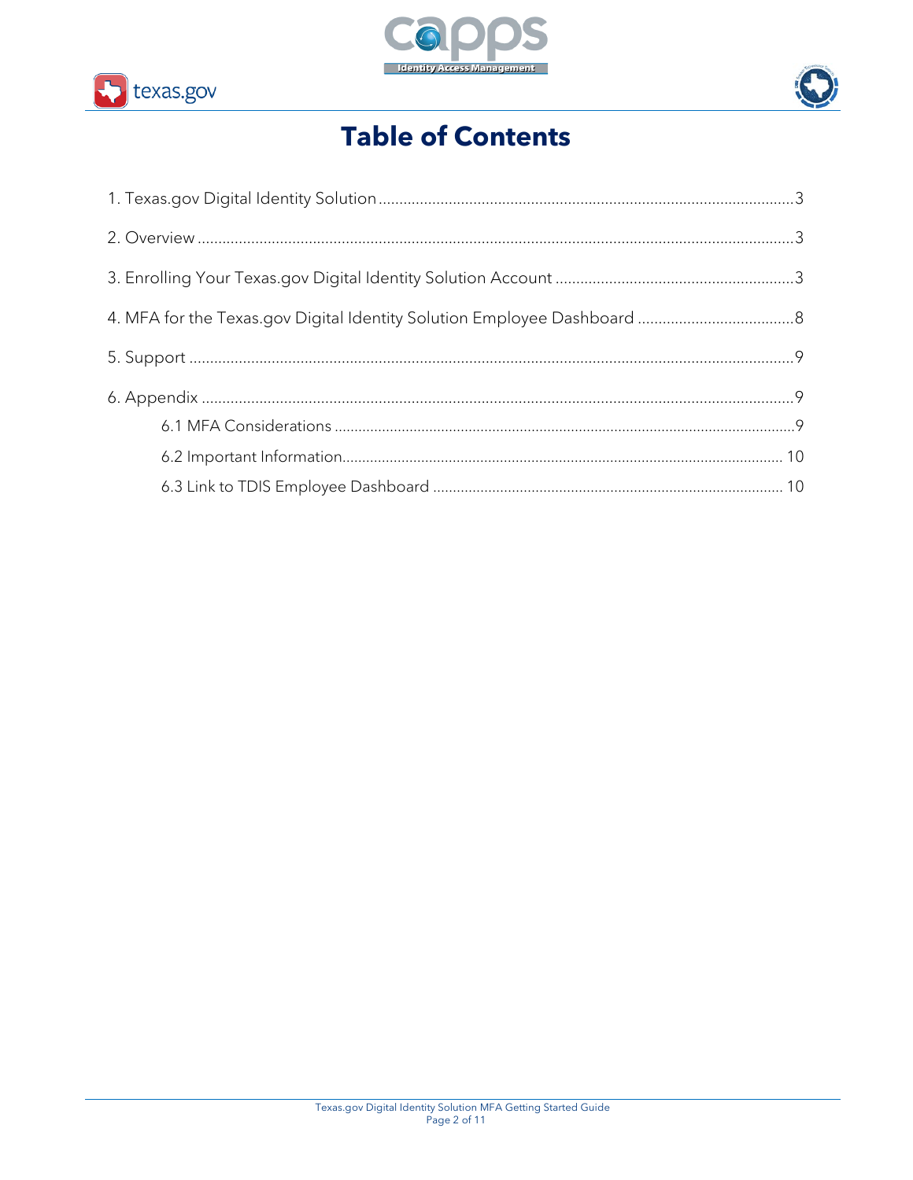# Table of Contents

1. Texas.gov Digital Identity Solution ....................................................................................................3
2. Overview ...............................................................................................................................................3
3. Enrolling Your Texas.gov Digital Identity Solution Account ..........................................................3
4. MFA for the Texas.gov Digital Identity Solution Employee Dashboard .......................................8
5. Support .................................................................................................................................................9
6. Appendix ..............................................................................................................................................9
   - 6.1 MFA Considerations ...................................................................................................................9
   - 6.2 Important Information................................................................................................................ 10
   - 6.3 Link to TDIS Employee Dashboard ........................................................................................ 10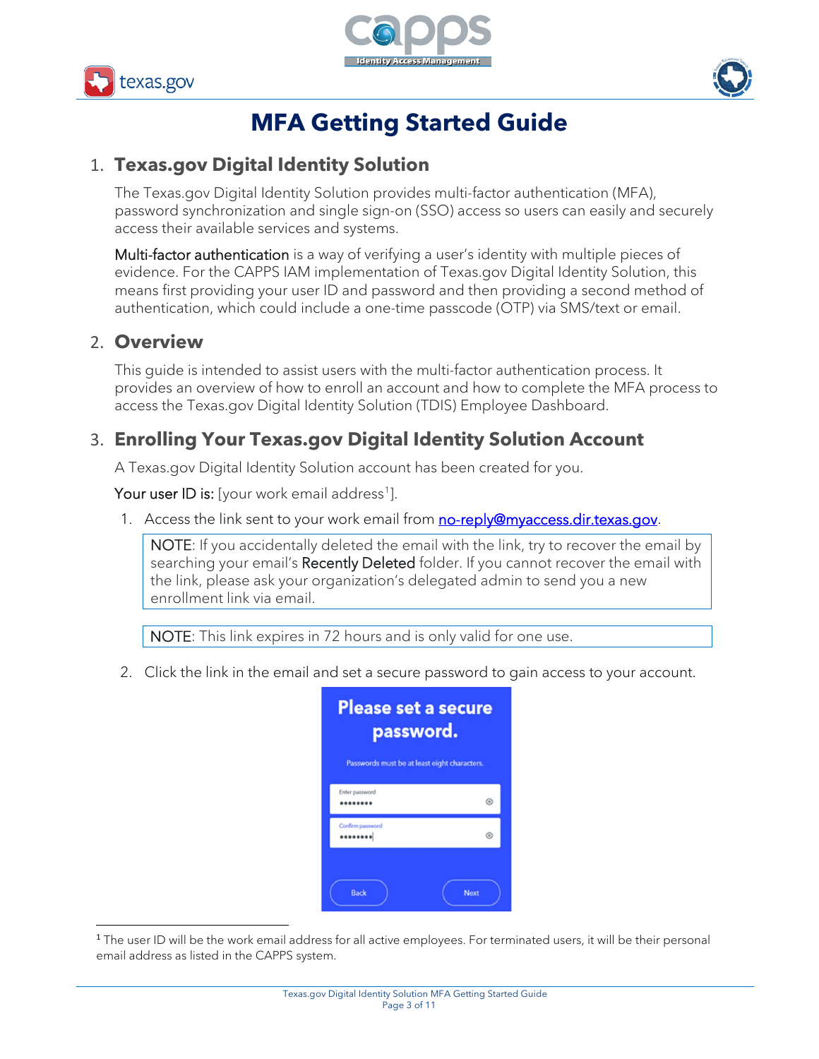# MFA Getting Started Guide

## 1. Texas.gov Digital Identity Solution

The Texas.gov Digital Identity Solution provides multi-factor authentication (MFA), password synchronization and single sign-on (SSO) access so users can easily and securely access their available services and systems.

Multi-factor authentication is a way of verifying a user's identity with multiple pieces of evidence. For the CAPPS IAM implementation of Texas.gov Digital Identity Solution, this means first providing your user ID and password and then providing a second method of authentication, which could include a one-time passcode (OTP) via SMS/text or email.

## 2. Overview

This guide is intended to assist users with the multi-factor authentication process. It provides an overview of how to enroll an account and how to complete the MFA process to access the Texas.gov Digital Identity Solution (TDIS) Employee Dashboard.

## 3. Enrolling Your Texas.gov Digital Identity Solution Account

A Texas.gov Digital Identity Solution account has been created for you.

Your user ID is: [your work email address[1]].

1. Access the link sent to your work email from no-reply@myaccess.dir.texas.gov.

   NOTE: If you accidentally deleted the email with the link, try to recover the email by searching your email's Recently Deleted folder. If you cannot recover the email with the link, please ask your organization's delegated admin to send you a new enrollment link via email.

   NOTE: This link expires in 72 hours and is only valid for one use.

2. Click the link in the email and set a secure password to gain access to your account.

[1] The user ID will be the work email address for all active employees. For terminated users, it will be their personal email address as listed in the CAPPS system.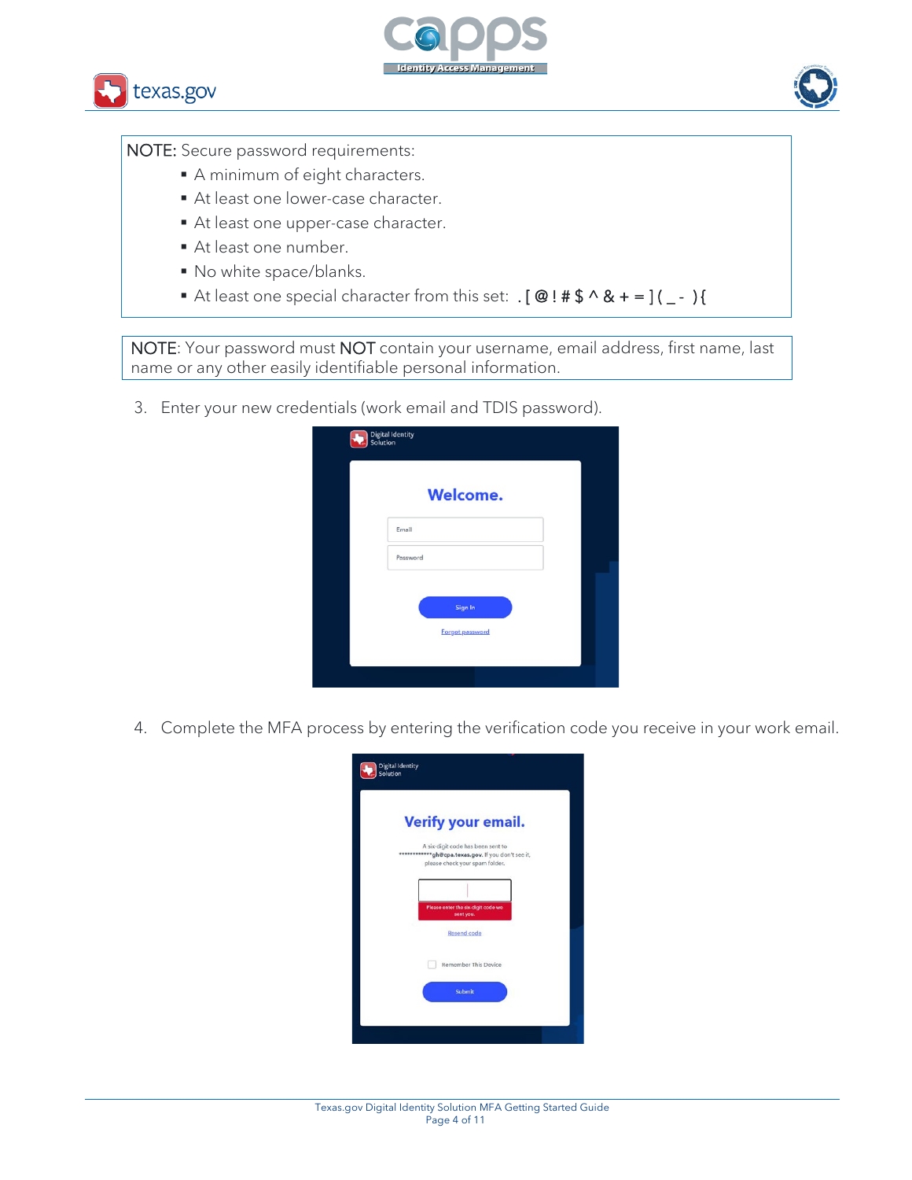NOTE: Secure password requirements:

- A minimum of eight characters.
- At least one lower-case character.
- At least one upper-case character.
- At least one number.
- No white space/blanks.
- At least one special character from this set: . [ @ ! # $ ^ & + = ] ( _ - ){

NOTE: Your password must NOT contain your username, email address, first name, last name or any other easily identifiable personal information.

3. Enter your new credentials (work email and TDIS password).

4. Complete the MFA process by entering the verification code you receive in your work email.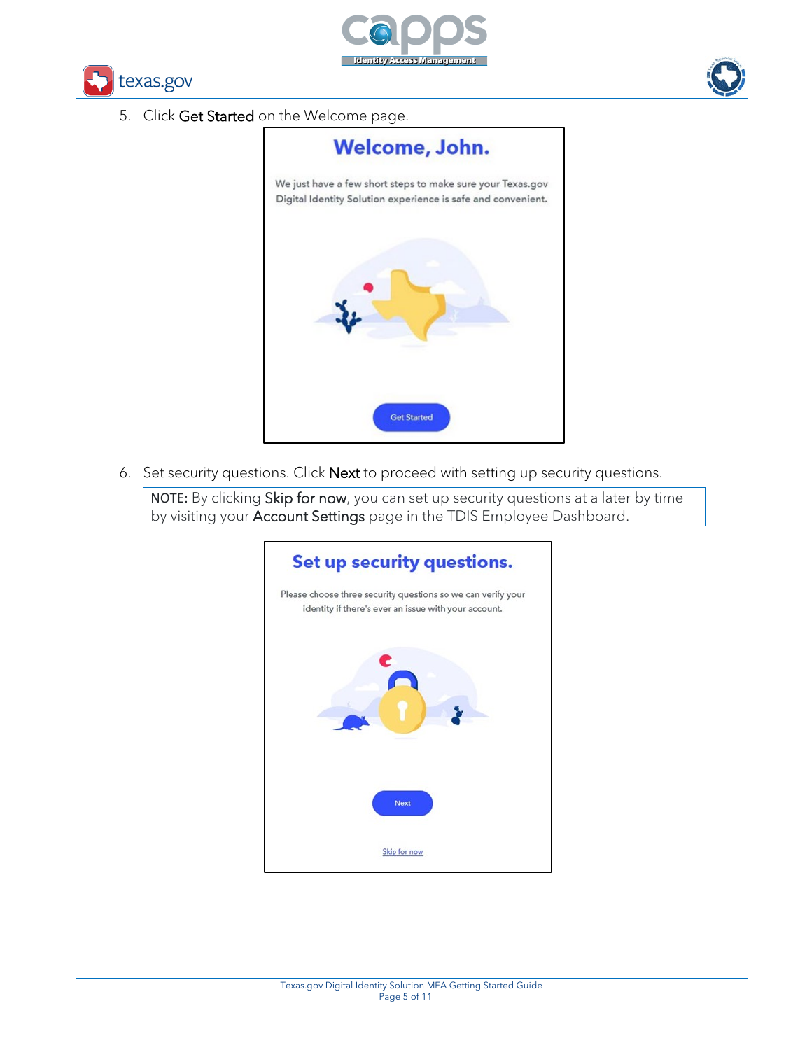5. Click **Get Started** on the Welcome page.

Welcome, John.

We just have a few short steps to make sure your Texas.gov Digital Identity Solution experience is safe and convenient.

Get Started

6. Set security questions. Click **Next** to proceed with setting up security questions.

NOTE: By clicking **Skip for now**, you can set up security questions at a later by time by visiting your **Account Settings** page in the TDIS Employee Dashboard.

Set up security questions.

Please choose three security questions so we can verify your identity if there's ever an issue with your account.

Next

Skip for now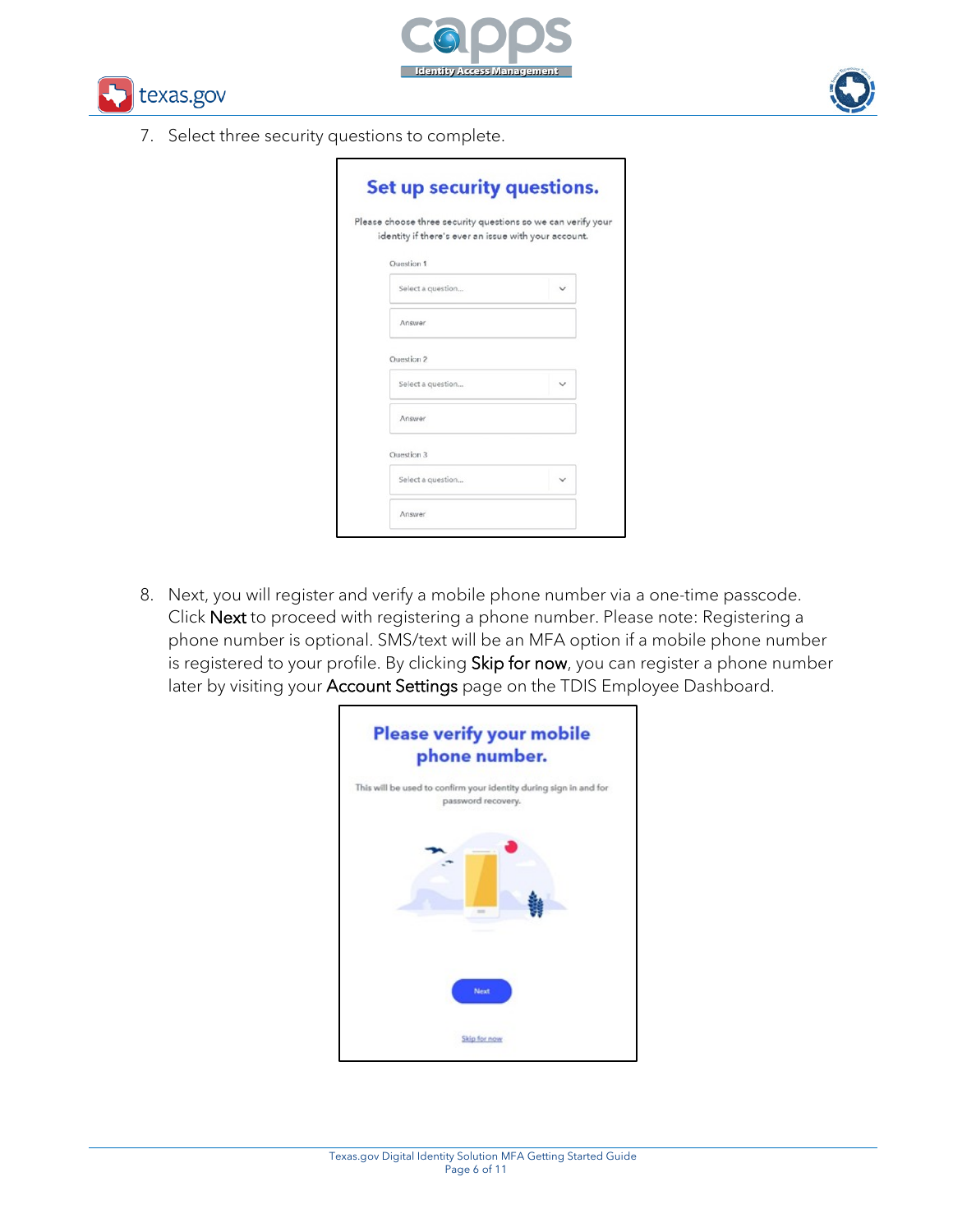7. Select three security questions to complete.

**Set up security questions.**

Please choose three security questions so we can verify your identity if there's ever an issue with your account.

Question 1

Select a question...

Answer

Question 2

Select a question...

Answer

Question 3

Select a question...

Answer

8. Next, you will register and verify a mobile phone number via a one-time passcode. Click Next to proceed with registering a phone number. Please note: Registering a phone number is optional. SMS/text will be an MFA option if a mobile phone number is registered to your profile. By clicking Skip for now, you can register a phone number later by visiting your Account Settings page on the TDIS Employee Dashboard.

**Please verify your mobile phone number.**

This will be used to confirm your identity during sign in and for password recovery.

Next

Skip for now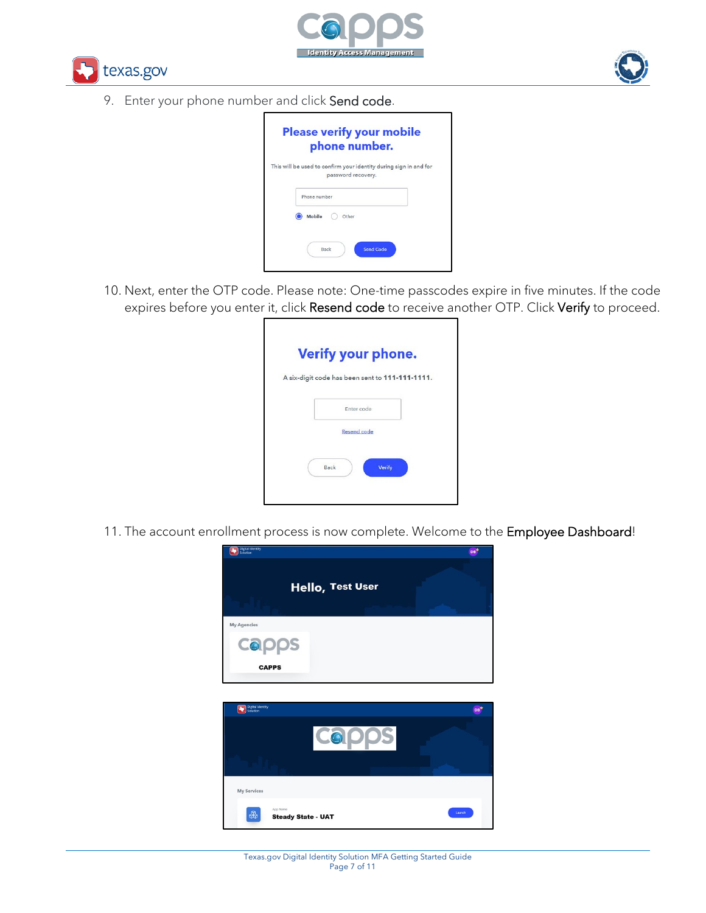9. Enter your phone number and click **Send code**.

10. Next, enter the OTP code. Please note: One-time passcodes expire in five minutes. If the code expires before you enter it, click **Resend code** to receive another OTP. Click **Verify** to proceed.

11. The account enrollment process is now complete. Welcome to the **Employee Dashboard**!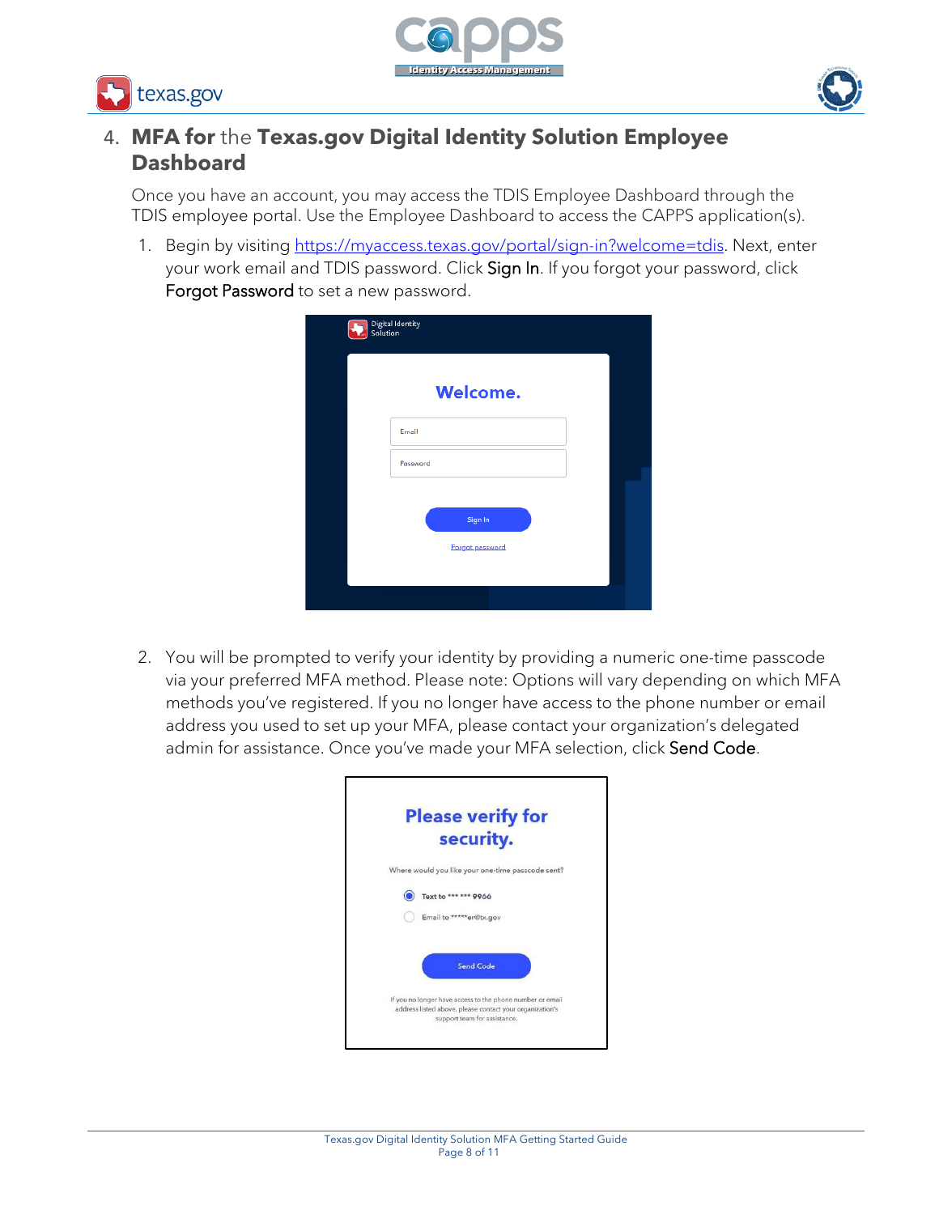## 4. **MFA for** the **Texas.gov Digital Identity Solution Employee Dashboard**

Once you have an account, you may access the TDIS Employee Dashboard through the TDIS employee portal. Use the Employee Dashboard to access the CAPPS application(s).

1. Begin by visiting https://myaccess.texas.gov/portal/sign-in?welcome=tdis. Next, enter your work email and TDIS password. Click Sign In. If you forgot your password, click Forgot Password to set a new password.

2. You will be prompted to verify your identity by providing a numeric one-time passcode via your preferred MFA method. Please note: Options will vary depending on which MFA methods you've registered. If you no longer have access to the phone number or email address you used to set up your MFA, please contact your organization's delegated admin for assistance. Once you've made your MFA selection, click Send Code.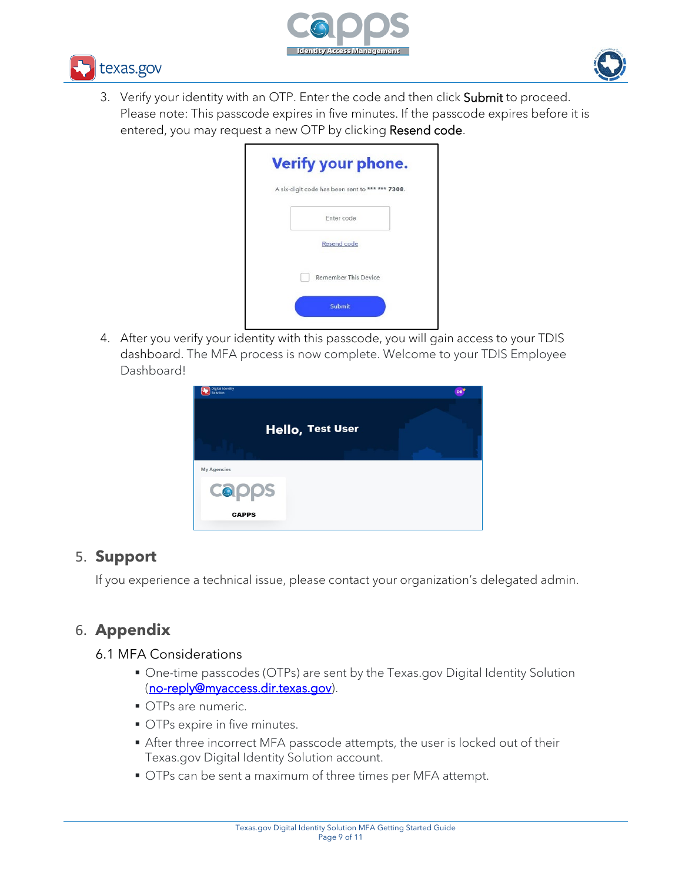3. Verify your identity with an OTP. Enter the code and then click **Submit** to proceed. Please note: This passcode expires in five minutes. If the passcode expires before it is entered, you may request a new OTP by clicking **Resend code**.

4. After you verify your identity with this passcode, you will gain access to your TDIS dashboard. The MFA process is now complete. Welcome to your TDIS Employee Dashboard!

## 5. Support

If you experience a technical issue, please contact your organization's delegated admin.

## 6. Appendix

### 6.1 MFA Considerations

- One-time passcodes (OTPs) are sent by the Texas.gov Digital Identity Solution (no-reply@myaccess.dir.texas.gov).
- OTPs are numeric.
- OTPs expire in five minutes.
- After three incorrect MFA passcode attempts, the user is locked out of their Texas.gov Digital Identity Solution account.
- OTPs can be sent a maximum of three times per MFA attempt.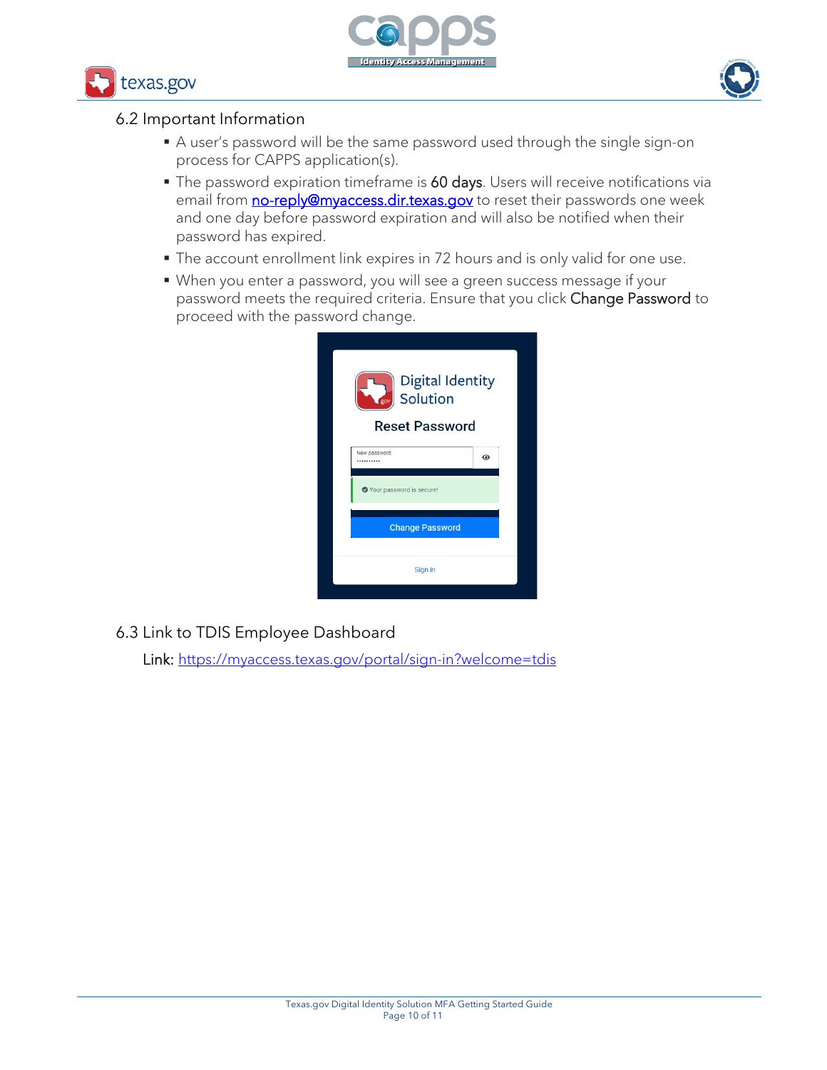## 6.2 Important Information

- A user's password will be the same password used through the single sign-on process for CAPPS application(s).
- The password expiration timeframe is 60 days. Users will receive notifications via email from no-reply@myaccess.dir.texas.gov to reset their passwords one week and one day before password expiration and will also be notified when their password has expired.
- The account enrollment link expires in 72 hours and is only valid for one use.
- When you enter a password, you will see a green success message if your password meets the required criteria. Ensure that you click Change Password to proceed with the password change.

## 6.3 Link to TDIS Employee Dashboard

Link: https://myaccess.texas.gov/portal/sign-in?welcome=tdis